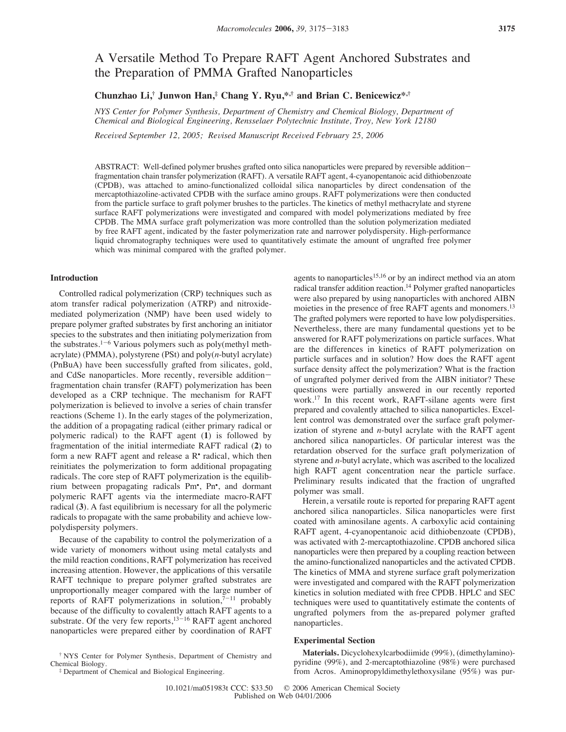# A Versatile Method To Prepare RAFT Agent Anchored Substrates and the Preparation of PMMA Grafted Nanoparticles

**Chunzhao Li,[†] Junwon Han,[‡] Chang Y. Ryu,*[,†] and Brian C. Benicewicz*[,†]**

*NYS Center for Polymer Synthesis, Department of Chemistry and Chemical Biology, Department of Chemical and Biological Engineering, Rensselaer Polytechnic Institute, Troy, New York 12180*

*Received September 12, 2005; Revised Manuscript Received February 25, 2006*

ABSTRACT: Well-defined polymer brushes grafted onto silica nanoparticles were prepared by reversible addition−fragmentation chain transfer polymerization (RAFT). A versatile RAFT agent, 4-cyanopentanoic acid dithiobenzoate (CPDB), was attached to amino-functionalized colloidal silica nanoparticles by direct condensation of the mercaptothiazoline-activated CPDB with the surface amino groups. RAFT polymerizations were then conducted from the particle surface to graft polymer brushes to the particles. The kinetics of methyl methacrylate and styrene surface RAFT polymerizations were investigated and compared with model polymerizations mediated by free CPDB. The MMA surface graft polymerization was more controlled than the solution polymerization mediated by free RAFT agent, indicated by the faster polymerization rate and narrower polydispersity. High-performance liquid chromatography techniques were used to quantitatively estimate the amount of ungrafted free polymer which was minimal compared with the grafted polymer.

## Introduction

Controlled radical polymerization (CRP) techniques such as atom transfer radical polymerization (ATRP) and nitroxide-mediated polymerization (NMP) have been used widely to prepare polymer grafted substrates by first anchoring an initiator species to the substrates and then initiating polymerization from the substrates.[1−6] Various polymers such as poly(methyl methacrylate) (PMMA), polystyrene (PSt) and poly(*n*-butyl acrylate) (PnBuA) have been successfully grafted from silicates, gold, and CdSe nanoparticles. More recently, reversible addition−fragmentation chain transfer (RAFT) polymerization has been developed as a CRP technique. The mechanism for RAFT polymerization is believed to involve a series of chain transfer reactions (Scheme 1). In the early stages of the polymerization, the addition of a propagating radical (either primary radical or polymeric radical) to the RAFT agent (**1**) is followed by fragmentation of the initial intermediate RAFT radical (**2**) to form a new RAFT agent and release a R$^\bullet$ radical, which then reinitiates the polymerization to form additional propagating radicals. The core step of RAFT polymerization is the equilibrium between propagating radicals $P_m^\bullet$, $P_n^\bullet$, and dormant polymeric RAFT agents via the intermediate macro-RAFT radical (**3**). A fast equilibrium is necessary for all the polymeric radicals to propagate with the same probability and achieve low-polydispersity polymers.

Because of the capability to control the polymerization of a wide variety of monomers without using metal catalysts and the mild reaction conditions, RAFT polymerization has received increasing attention. However, the applications of this versatile RAFT technique to prepare polymer grafted substrates are unproportionally meager compared with the large number of reports of RAFT polymerizations in solution,[7−11] probably because of the difficulty to covalently attach RAFT agents to a substrate. Of the very few reports,[13−16] RAFT agent anchored nanoparticles were prepared either by coordination of RAFT agents to nanoparticles[15,16] or by an indirect method via an atom radical transfer addition reaction.[14] Polymer grafted nanoparticles were also prepared by using nanoparticles with anchored AIBN moieties in the presence of free RAFT agents and monomers.[13] The grafted polymers were reported to have low polydispersities. Nevertheless, there are many fundamental questions yet to be answered for RAFT polymerizations on particle surfaces. What are the differences in kinetics of RAFT polymerization on particle surfaces and in solution? How does the RAFT agent surface density affect the polymerization? What is the fraction of ungrafted polymer derived from the AIBN initiator? These questions were partially answered in our recently reported work.[17] In this recent work, RAFT-silane agents were first prepared and covalently attached to silica nanoparticles. Excellent control was demonstrated over the surface graft polymerization of styrene and *n*-butyl acrylate with the RAFT agent anchored silica nanoparticles. Of particular interest was the retardation observed for the surface graft polymerization of styrene and *n*-butyl acrylate, which was ascribed to the localized high RAFT agent concentration near the particle surface. Preliminary results indicated that the fraction of ungrafted polymer was small.

Herein, a versatile route is reported for preparing RAFT agent anchored silica nanoparticles. Silica nanoparticles were first coated with aminosilane agents. A carboxylic acid containing RAFT agent, 4-cyanopentanoic acid dithiobenzoate (CPDB), was activated with 2-mercaptothiazoline. CPDB anchored silica nanoparticles were then prepared by a coupling reaction between the amino-functionalized nanoparticles and the activated CPDB. The kinetics of MMA and styrene surface graft polymerization were investigated and compared with the RAFT polymerization kinetics in solution mediated with free CPDB. HPLC and SEC techniques were used to quantitatively estimate the contents of ungrafted polymers from the as-prepared polymer grafted nanoparticles.

## Experimental Section

**Materials.** Dicyclohexylcarbodiimide (99%), (dimethylamino)-pyridine (99%), and 2-mercaptothiazoline (98%) were purchased from Acros. Aminopropyldimethylethoxysilane (95%) was pur-

[†] NYS Center for Polymer Synthesis, Department of Chemistry and Chemical Biology.
[‡] Department of Chemical and Biological Engineering.

10.1021/ma051983t CCC: $33.50 © 2006 American Chemical Society
Published on Web 04/01/2006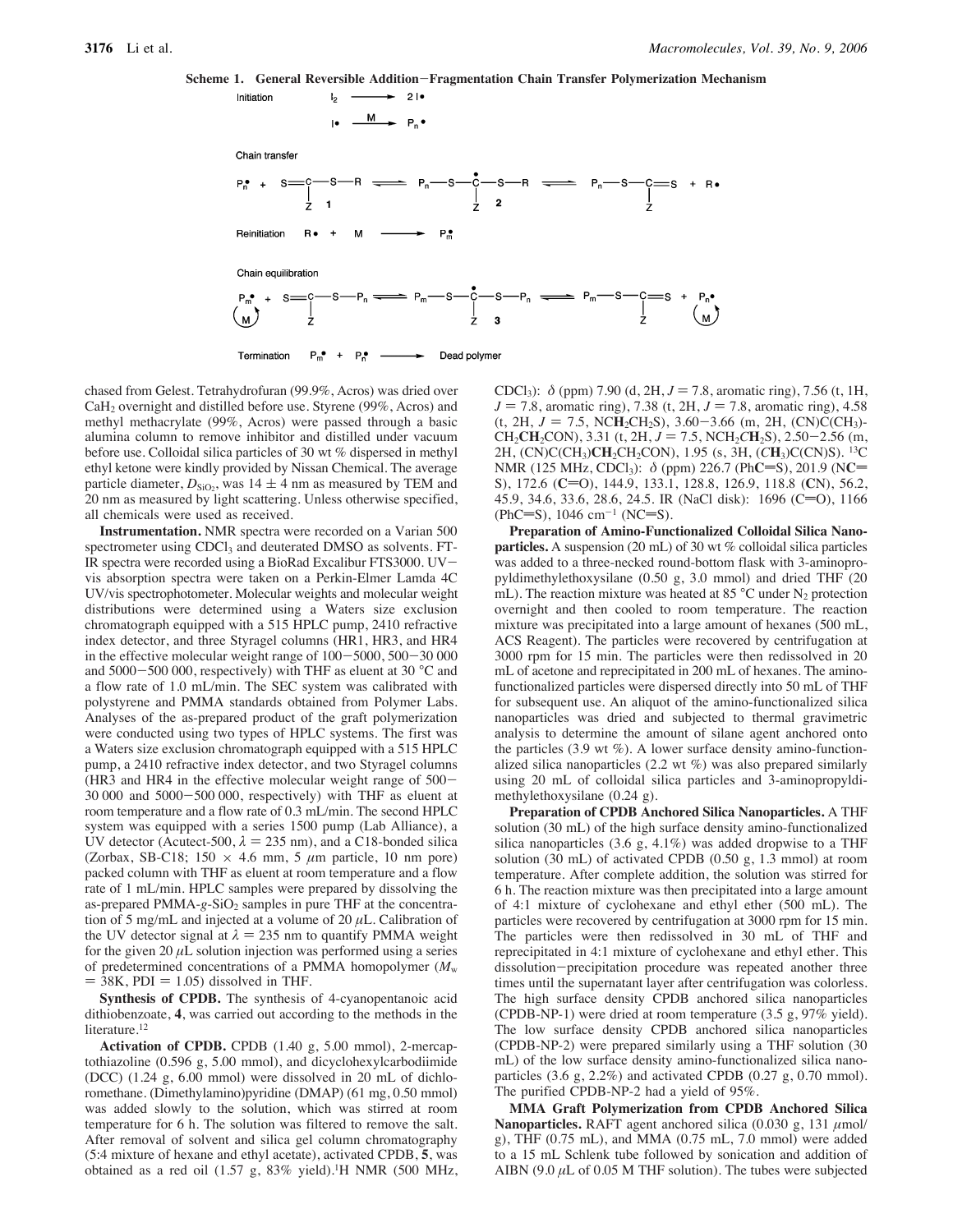**Scheme 1. General Reversible Addition−Fragmentation Chain Transfer Polymerization Mechanism**

Initiation

$$I_2 \longrightarrow 2\,I\bullet$$

$$I\bullet \xrightarrow{M} P_n\bullet$$

Chain transfer

$$P_n^\bullet + S{=}C(Z){-}S{-}R \;(\mathbf{1}) \rightleftharpoons P_n{-}S{-}\dot{C}(Z){-}S{-}R \;(\mathbf{2}) \rightleftharpoons P_n{-}S{-}C(Z){=}S + R\bullet$$

Reinitiation

$$R\bullet + M \longrightarrow P_m^\bullet$$

Chain equilibration

$$P_m^\bullet\,(M) + S{=}C(Z){-}S{-}P_n \rightleftharpoons P_m{-}S{-}\dot{C}(Z){-}S{-}P_n \;(\mathbf{3}) \rightleftharpoons P_m{-}S{-}C(Z){=}S + P_n^\bullet\,(M)$$

Termination

$$P_m^\bullet + P_n^\bullet \longrightarrow \text{Dead polymer}$$

chased from Gelest. Tetrahydrofuran (99.9%, Acros) was dried over $CaH_2$ overnight and distilled before use. Styrene (99%, Acros) and methyl methacrylate (99%, Acros) were passed through a basic alumina column to remove inhibitor and distilled under vacuum before use. Colloidal silica particles of 30 wt % dispersed in methyl ethyl ketone were kindly provided by Nissan Chemical. The average particle diameter, $D_{SiO_2}$, was 14 ± 4 nm as measured by TEM and 20 nm as measured by light scattering. Unless otherwise specified, all chemicals were used as received.

**Instrumentation.** NMR spectra were recorded on a Varian 500 spectrometer using $CDCl_3$ and deuterated DMSO as solvents. FT-IR spectra were recorded using a BioRad Excalibur FTS3000. UV−vis absorption spectra were taken on a Perkin-Elmer Lamda 4C UV/vis spectrophotometer. Molecular weights and molecular weight distributions were determined using a Waters size exclusion chromatograph equipped with a 515 HPLC pump, 2410 refractive index detector, and three Styragel columns (HR1, HR3, and HR4 in the effective molecular weight range of 100−5000, 500−30 000 and 5000−500 000, respectively) with THF as eluent at 30 °C and a flow rate of 1.0 mL/min. The SEC system was calibrated with polystyrene and PMMA standards obtained from Polymer Labs. Analyses of the as-prepared product of the graft polymerization were conducted using two types of HPLC systems. The first was a Waters size exclusion chromatograph equipped with a 515 HPLC pump, a 2410 refractive index detector, and two Styragel columns (HR3 and HR4 in the effective molecular weight range of 500−30 000 and 5000−500 000, respectively) with THF as eluent at room temperature and a flow rate of 0.3 mL/min. The second HPLC system was equipped with a series 1500 pump (Lab Alliance), a UV detector (Acutect-500, $\lambda$ = 235 nm), and a C18-bonded silica (Zorbax, SB-C18; 150 × 4.6 mm, 5 $\mu$m particle, 10 nm pore) packed column with THF as eluent at room temperature and a flow rate of 1 mL/min. HPLC samples were prepared by dissolving the as-prepared PMMA-*g*-$SiO_2$ samples in pure THF at the concentration of 5 mg/mL and injected at a volume of 20 $\mu$L. Calibration of the UV detector signal at $\lambda$ = 235 nm to quantify PMMA weight for the given 20 $\mu$L solution injection was performed using a series of predetermined concentrations of a PMMA homopolymer ($M_w$ = 38K, PDI = 1.05) dissolved in THF.

**Synthesis of CPDB.** The synthesis of 4-cyanopentanoic acid dithiobenzoate, **4**, was carried out according to the methods in the literature.[12]

**Activation of CPDB.** CPDB (1.40 g, 5.00 mmol), 2-mercaptothiazoline (0.596 g, 5.00 mmol), and dicyclohexylcarbodiimide (DCC) (1.24 g, 6.00 mmol) were dissolved in 20 mL of dichloromethane. (Dimethylamino)pyridine (DMAP) (61 mg, 0.50 mmol) was added slowly to the solution, which was stirred at room temperature for 6 h. The solution was filtered to remove the salt. After removal of solvent and silica gel column chromatography (5:4 mixture of hexane and ethyl acetate), activated CPDB, **5**, was obtained as a red oil (1.57 g, 83% yield).[1]H NMR (500 MHz, $CDCl_3$): $\delta$ (ppm) 7.90 (d, 2H, $J$ = 7.8, aromatic ring), 7.56 (t, 1H, $J$ = 7.8, aromatic ring), 7.38 (t, 2H, $J$ = 7.8, aromatic ring), 4.58 (t, 2H, $J$ = 7.5, NC**H**$_2$CH$_2$S), 3.60−3.66 (m, 2H, (CN)C(CH$_3$)-CH$_2$C**H**$_2$CON), 3.31 (t, 2H, $J$ = 7.5, NCH$_2$C**H**$_2$S), 2.50−2.56 (m, 2H, (CN)C(CH$_3$)C**H**$_2$CH$_2$CON), 1.95 (s, 3H, (C**H**$_3$)C(CN)S). [13]C NMR (125 MHz, $CDCl_3$): $\delta$ (ppm) 226.7 (Ph**C**=S), 201.9 (N**C**=S), 172.6 (**C**=O), 144.9, 133.1, 128.8, 126.9, 118.8 (**C**N), 56.2, 45.9, 34.6, 33.6, 28.6, 24.5. IR (NaCl disk): 1696 (C=O), 1166 (PhC=S), 1046 cm$^{-1}$ (NC=S).

**Preparation of Amino-Functionalized Colloidal Silica Nanoparticles.** A suspension (20 mL) of 30 wt % colloidal silica particles was added to a three-necked round-bottom flask with 3-aminopropyldimethylethoxysilane (0.50 g, 3.0 mmol) and dried THF (20 mL). The reaction mixture was heated at 85 °C under $N_2$ protection overnight and then cooled to room temperature. The reaction mixture was precipitated into a large amount of hexanes (500 mL, ACS Reagent). The particles were recovered by centrifugation at 3000 rpm for 15 min. The particles were then redissolved in 20 mL of acetone and reprecipitated in 200 mL of hexanes. The amino-functionalized particles were dispersed directly into 50 mL of THF for subsequent use. An aliquot of the amino-functionalized silica nanoparticles was dried and subjected to thermal gravimetric analysis to determine the amount of silane agent anchored onto the particles (3.9 wt %). A lower surface density amino-functionalized silica nanoparticles (2.2 wt %) was also prepared similarly using 20 mL of colloidal silica particles and 3-aminopropyldimethylethoxysilane (0.24 g).

**Preparation of CPDB Anchored Silica Nanoparticles.** A THF solution (30 mL) of the high surface density amino-functionalized silica nanoparticles (3.6 g, 4.1%) was added dropwise to a THF solution (30 mL) of activated CPDB (0.50 g, 1.3 mmol) at room temperature. After complete addition, the solution was stirred for 6 h. The reaction mixture was then precipitated into a large amount of 4:1 mixture of cyclohexane and ethyl ether (500 mL). The particles were recovered by centrifugation at 3000 rpm for 15 min. The particles were then redissolved in 30 mL of THF and reprecipitated in 4:1 mixture of cyclohexane and ethyl ether. This dissolution−precipitation procedure was repeated another three times until the supernatant layer after centrifugation was colorless. The high surface density CPDB anchored silica nanoparticles (CPDB-NP-1) were dried at room temperature (3.5 g, 97% yield). The low surface density CPDB anchored silica nanoparticles (CPDB-NP-2) were prepared similarly using a THF solution (30 mL) of the low surface density amino-functionalized silica nanoparticles (3.6 g, 2.2%) and activated CPDB (0.27 g, 0.70 mmol). The purified CPDB-NP-2 had a yield of 95%.

**MMA Graft Polymerization from CPDB Anchored Silica Nanoparticles.** RAFT agent anchored silica (0.030 g, 131 $\mu$mol/g), THF (0.75 mL), and MMA (0.75 mL, 7.0 mmol) were added to a 15 mL Schlenk tube followed by sonication and addition of AIBN (9.0 $\mu$L of 0.05 M THF solution). The tubes were subjected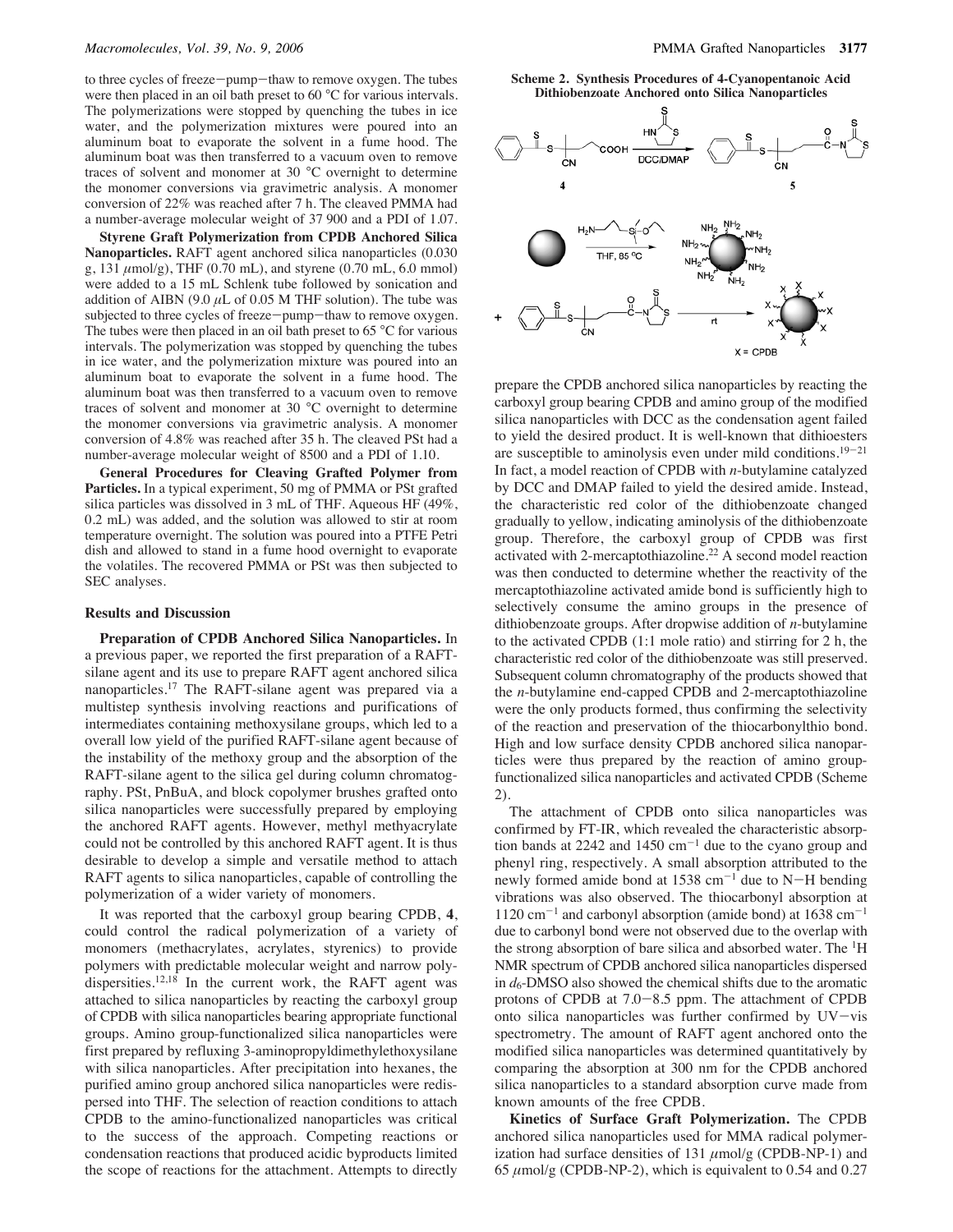to three cycles of freeze−pump−thaw to remove oxygen. The tubes were then placed in an oil bath preset to 60 °C for various intervals. The polymerizations were stopped by quenching the tubes in ice water, and the polymerization mixtures were poured into an aluminum boat to evaporate the solvent in a fume hood. The aluminum boat was then transferred to a vacuum oven to remove traces of solvent and monomer at 30 °C overnight to determine the monomer conversions via gravimetric analysis. A monomer conversion of 22% was reached after 7 h. The cleaved PMMA had a number-average molecular weight of 37 900 and a PDI of 1.07.

**Styrene Graft Polymerization from CPDB Anchored Silica Nanoparticles.** RAFT agent anchored silica nanoparticles (0.030 g, 131 μmol/g), THF (0.70 mL), and styrene (0.70 mL, 6.0 mmol) were added to a 15 mL Schlenk tube followed by sonication and addition of AIBN (9.0 μL of 0.05 M THF solution). The tube was subjected to three cycles of freeze−pump−thaw to remove oxygen. The tubes were then placed in an oil bath preset to 65 °C for various intervals. The polymerization was stopped by quenching the tubes in ice water, and the polymerization mixture was poured into an aluminum boat to evaporate the solvent in a fume hood. The aluminum boat was then transferred to a vacuum oven to remove traces of solvent and monomer at 30 °C overnight to determine the monomer conversions via gravimetric analysis. A monomer conversion of 4.8% was reached after 35 h. The cleaved PSt had a number-average molecular weight of 8500 and a PDI of 1.10.

**General Procedures for Cleaving Grafted Polymer from Particles.** In a typical experiment, 50 mg of PMMA or PSt grafted silica particles was dissolved in 3 mL of THF. Aqueous HF (49%, 0.2 mL) was added, and the solution was allowed to stir at room temperature overnight. The solution was poured into a PTFE Petri dish and allowed to stand in a fume hood overnight to evaporate the volatiles. The recovered PMMA or PSt was then subjected to SEC analyses.

## Results and Discussion

**Preparation of CPDB Anchored Silica Nanoparticles.** In a previous paper, we reported the first preparation of a RAFT-silane agent and its use to prepare RAFT agent anchored silica nanoparticles.[17] The RAFT-silane agent was prepared via a multistep synthesis involving reactions and purifications of intermediates containing methoxysilane groups, which led to a overall low yield of the purified RAFT-silane agent because of the instability of the methoxy group and the absorption of the RAFT-silane agent to the silica gel during column chromatography. PSt, PnBuA, and block copolymer brushes grafted onto silica nanoparticles were successfully prepared by employing the anchored RAFT agents. However, methyl methyacrylate could not be controlled by this anchored RAFT agent. It is thus desirable to develop a simple and versatile method to attach RAFT agents to silica nanoparticles, capable of controlling the polymerization of a wider variety of monomers.

It was reported that the carboxyl group bearing CPDB, **4**, could control the radical polymerization of a variety of monomers (methacrylates, acrylates, styrenics) to provide polymers with predictable molecular weight and narrow polydispersities.[12,18] In the current work, the RAFT agent was attached to silica nanoparticles by reacting the carboxyl group of CPDB with silica nanoparticles bearing appropriate functional groups. Amino group-functionalized silica nanoparticles were first prepared by refluxing 3-aminopropyldimethylethoxysilane with silica nanoparticles. After precipitation into hexanes, the purified amino group anchored silica nanoparticles were redispersed into THF. The selection of reaction conditions to attach CPDB to the amino-functionalized nanoparticles was critical to the success of the approach. Competing reactions or condensation reactions that produced acidic byproducts limited the scope of reactions for the attachment. Attempts to directly prepare the CPDB anchored silica nanoparticles by reacting the carboxyl group bearing CPDB and amino group of the modified silica nanoparticles with DCC as the condensation agent failed to yield the desired product. It is well-known that dithioesters are susceptible to aminolysis even under mild conditions.[19−21] In fact, a model reaction of CPDB with *n*-butylamine catalyzed by DCC and DMAP failed to yield the desired amide. Instead, the characteristic red color of the dithiobenzoate changed gradually to yellow, indicating aminolysis of the dithiobenzoate group. Therefore, the carboxyl group of CPDB was first activated with 2-mercaptothiazoline.[22] A second model reaction was then conducted to determine whether the reactivity of the mercaptothiazoline activated amide bond is sufficiently high to selectively consume the amino groups in the presence of dithiobenzoate groups. After dropwise addition of *n*-butylamine to the activated CPDB (1:1 mole ratio) and stirring for 2 h, the characteristic red color of the dithiobenzoate was still preserved. Subsequent column chromatography of the products showed that the *n*-butylamine end-capped CPDB and 2-mercaptothiazoline were the only products formed, thus confirming the selectivity of the reaction and preservation of the thiocarbonylthio bond. High and low surface density CPDB anchored silica nanoparticles were thus prepared by the reaction of amino group-functionalized silica nanoparticles and activated CPDB (Scheme 2).

**Scheme 2. Synthesis Procedures of 4-Cyanopentanoic Acid Dithiobenzoate Anchored onto Silica Nanoparticles**

The attachment of CPDB onto silica nanoparticles was confirmed by FT-IR, which revealed the characteristic absorption bands at 2242 and 1450 cm$^{-1}$ due to the cyano group and phenyl ring, respectively. A small absorption attributed to the newly formed amide bond at 1538 cm$^{-1}$ due to N−H bending vibrations was also observed. The thiocarbonyl absorption at 1120 cm$^{-1}$ and carbonyl absorption (amide bond) at 1638 cm$^{-1}$ due to carbonyl bond were not observed due to the overlap with the strong absorption of bare silica and absorbed water. The $^1$H NMR spectrum of CPDB anchored silica nanoparticles dispersed in $d_6$-DMSO also showed the chemical shifts due to the aromatic protons of CPDB at 7.0−8.5 ppm. The attachment of CPDB onto silica nanoparticles was further confirmed by UV−vis spectrometry. The amount of RAFT agent anchored onto the modified silica nanoparticles was determined quantitatively by comparing the absorption at 300 nm for the CPDB anchored silica nanoparticles to a standard absorption curve made from known amounts of the free CPDB.

**Kinetics of Surface Graft Polymerization.** The CPDB anchored silica nanoparticles used for MMA radical polymerization had surface densities of 131 μmol/g (CPDB-NP-1) and 65 μmol/g (CPDB-NP-2), which is equivalent to 0.54 and 0.27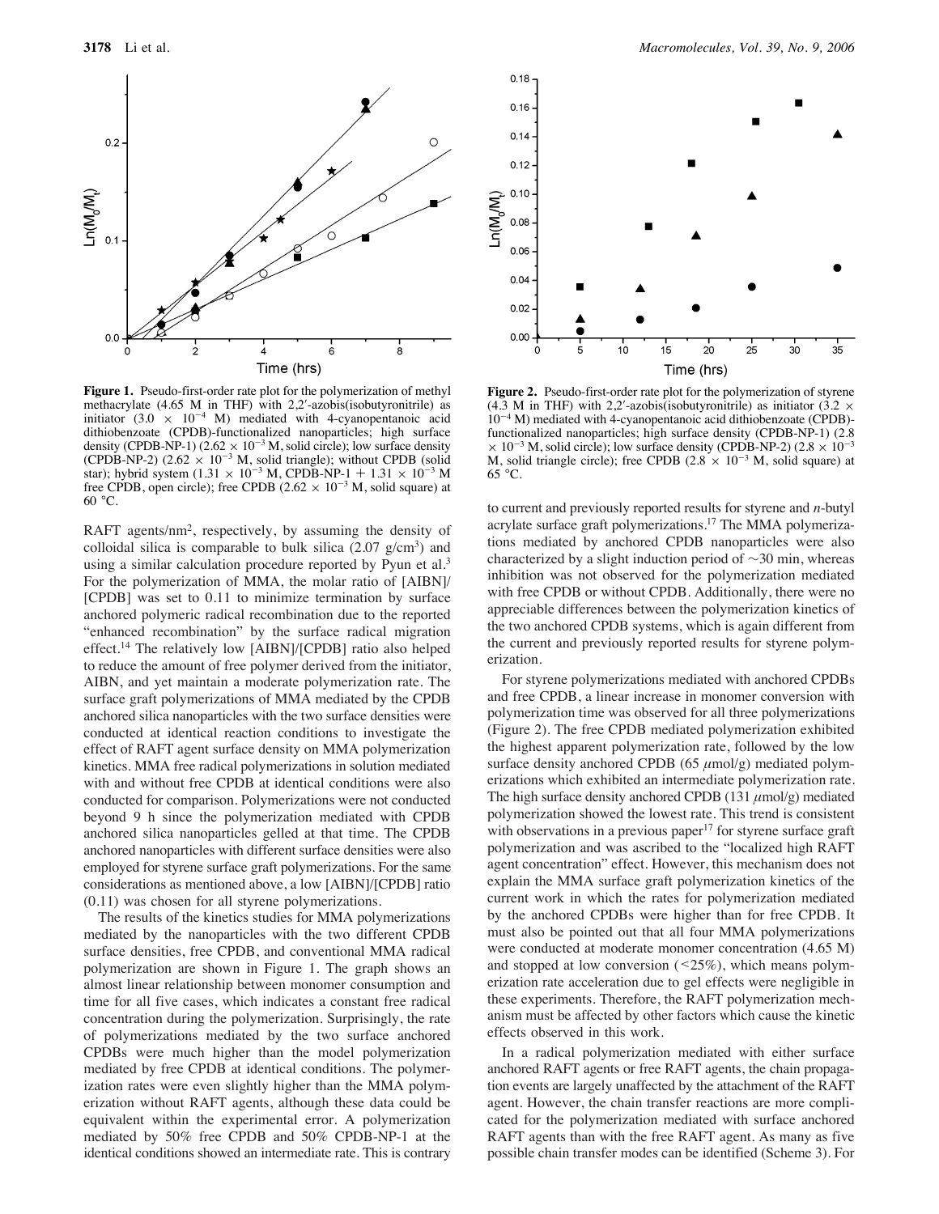**Figure 1.** Pseudo-first-order rate plot for the polymerization of methyl methacrylate (4.65 M in THF) with 2,2′-azobis(isobutyronitrile) as initiator ($3.0 \times 10^{-4}$ M) mediated with 4-cyanopentanoic acid dithiobenzoate (CPDB)-functionalized nanoparticles; high surface density (CPDB-NP-1) ($2.62 \times 10^{-3}$ M, solid circle); low surface density (CPDB-NP-2) ($2.62 \times 10^{-3}$ M, solid triangle); without CPDB (solid star); hybrid system ($1.31 \times 10^{-3}$ M, CPDB-NP-1 + $1.31 \times 10^{-3}$ M free CPDB, open circle); free CPDB ($2.62 \times 10^{-3}$ M, solid square) at 60 °C.

**Figure 2.** Pseudo-first-order rate plot for the polymerization of styrene (4.3 M in THF) with 2,2′-azobis(isobutyronitrile) as initiator ($3.2 \times 10^{-4}$ M) mediated with 4-cyanopentanoic acid dithiobenzoate (CPDB)-functionalized nanoparticles; high surface density (CPDB-NP-1) ($2.8 \times 10^{-3}$ M, solid circle); low surface density (CPDB-NP-2) ($2.8 \times 10^{-3}$ M, solid triangle circle); free CPDB ($2.8 \times 10^{-3}$ M, solid square) at 65 °C.

RAFT agents/nm$^2$, respectively, by assuming the density of colloidal silica is comparable to bulk silica (2.07 g/cm$^3$) and using a similar calculation procedure reported by Pyun et al.[3] For the polymerization of MMA, the molar ratio of [AIBN]/[CPDB] was set to 0.11 to minimize termination by surface anchored polymeric radical recombination due to the reported "enhanced recombination" by the surface radical migration effect.[14] The relatively low [AIBN]/[CPDB] ratio also helped to reduce the amount of free polymer derived from the initiator, AIBN, and yet maintain a moderate polymerization rate. The surface graft polymerizations of MMA mediated by the CPDB anchored silica nanoparticles with the two surface densities were conducted at identical reaction conditions to investigate the effect of RAFT agent surface density on MMA polymerization kinetics. MMA free radical polymerizations in solution mediated with and without free CPDB at identical conditions were also conducted for comparison. Polymerizations were not conducted beyond 9 h since the polymerization mediated with CPDB anchored silica nanoparticles gelled at that time. The CPDB anchored nanoparticles with different surface densities were also employed for styrene surface graft polymerizations. For the same considerations as mentioned above, a low [AIBN]/[CPDB] ratio (0.11) was chosen for all styrene polymerizations.

The results of the kinetics studies for MMA polymerizations mediated by the nanoparticles with the two different CPDB surface densities, free CPDB, and conventional MMA radical polymerization are shown in Figure 1. The graph shows an almost linear relationship between monomer consumption and time for all five cases, which indicates a constant free radical concentration during the polymerization. Surprisingly, the rate of polymerizations mediated by the two surface anchored CPDBs were much higher than the model polymerization mediated by free CPDB at identical conditions. The polymerization rates were even slightly higher than the MMA polymerization without RAFT agents, although these data could be equivalent within the experimental error. A polymerization mediated by 50% free CPDB and 50% CPDB-NP-1 at the identical conditions showed an intermediate rate. This is contrary to current and previously reported results for styrene and *n*-butyl acrylate surface graft polymerizations.[17] The MMA polymerizations mediated by anchored CPDB nanoparticles were also characterized by a slight induction period of ~30 min, whereas inhibition was not observed for the polymerization mediated with free CPDB or without CPDB. Additionally, there were no appreciable differences between the polymerization kinetics of the two anchored CPDB systems, which is again different from the current and previously reported results for styrene polymerization.

For styrene polymerizations mediated with anchored CPDBs and free CPDB, a linear increase in monomer conversion with polymerization time was observed for all three polymerizations (Figure 2). The free CPDB mediated polymerization exhibited the highest apparent polymerization rate, followed by the low surface density anchored CPDB (65 $\mu$mol/g) mediated polymerizations which exhibited an intermediate polymerization rate. The high surface density anchored CPDB (131 $\mu$mol/g) mediated polymerization showed the lowest rate. This trend is consistent with observations in a previous paper[17] for styrene surface graft polymerization and was ascribed to the "localized high RAFT agent concentration" effect. However, this mechanism does not explain the MMA surface graft polymerization kinetics of the current work in which the rates for polymerization mediated by the anchored CPDBs were higher than for free CPDB. It must also be pointed out that all four MMA polymerizations were conducted at moderate monomer concentration (4.65 M) and stopped at low conversion (<25%), which means polymerization rate acceleration due to gel effects were negligible in these experiments. Therefore, the RAFT polymerization mechanism must be affected by other factors which cause the kinetic effects observed in this work.

In a radical polymerization mediated with either surface anchored RAFT agents or free RAFT agents, the chain propagation events are largely unaffected by the attachment of the RAFT agent. However, the chain transfer reactions are more complicated for the polymerization mediated with surface anchored RAFT agents than with the free RAFT agent. As many as five possible chain transfer modes can be identified (Scheme 3). For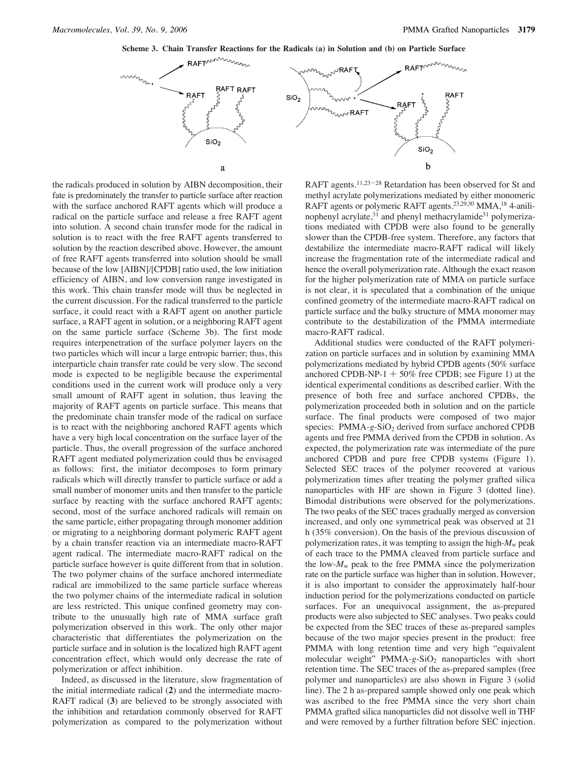**Scheme 3. Chain Transfer Reactions for the Radicals (a) in Solution and (b) on Particle Surface**

the radicals produced in solution by AIBN decomposition, their fate is predominately the transfer to particle surface after reaction with the surface anchored RAFT agents which will produce a radical on the particle surface and release a free RAFT agent into solution. A second chain transfer mode for the radical in solution is to react with the free RAFT agents transferred to solution by the reaction described above. However, the amount of free RAFT agents transferred into solution should be small because of the low [AIBN]/[CPDB] ratio used, the low initiation efficiency of AIBN, and low conversion range investigated in this work. This chain transfer mode will thus be neglected in the current discussion. For the radical transferred to the particle surface, it could react with a RAFT agent on another particle surface, a RAFT agent in solution, or a neighboring RAFT agent on the same particle surface (Scheme 3b). The first mode requires interpenetration of the surface polymer layers on the two particles which will incur a large entropic barrier; thus, this interparticle chain transfer rate could be very slow. The second mode is expected to be negligible because the experimental conditions used in the current work will produce only a very small amount of RAFT agent in solution, thus leaving the majority of RAFT agents on particle surface. This means that the predominate chain transfer mode of the radical on surface is to react with the neighboring anchored RAFT agents which have a very high local concentration on the surface layer of the particle. Thus, the overall progression of the surface anchored RAFT agent mediated polymerization could thus be envisaged as follows: first, the initiator decomposes to form primary radicals which will directly transfer to particle surface or add a small number of monomer units and then transfer to the particle surface by reacting with the surface anchored RAFT agents; second, most of the surface anchored radicals will remain on the same particle, either propagating through monomer addition or migrating to a neighboring dormant polymeric RAFT agent by a chain transfer reaction via an intermediate macro-RAFT agent radical. The intermediate macro-RAFT radical on the particle surface however is quite different from that in solution. The two polymer chains of the surface anchored intermediate radical are immobilized to the same particle surface whereas the two polymer chains of the intermediate radical in solution are less restricted. This unique confined geometry may contribute to the unusually high rate of MMA surface graft polymerization observed in this work. The only other major characteristic that differentiates the polymerization on the particle surface and in solution is the localized high RAFT agent concentration effect, which would only decrease the rate of polymerization or affect inhibition.

Indeed, as discussed in the literature, slow fragmentation of the initial intermediate radical (**2**) and the intermediate macro-RAFT radical (**3**) are believed to be strongly associated with the inhibition and retardation commonly observed for RAFT polymerization as compared to the polymerization without RAFT agents.[11,23-28] Retardation has been observed for St and methyl acrylate polymerizations mediated by either monomeric RAFT agents or polymeric RAFT agents.[23,29,30] MMA,[18] 4-anilinophenyl acrylate,[31] and phenyl methacrylamide[31] polymerizations mediated with CPDB were also found to be generally slower than the CPDB-free system. Therefore, any factors that destabilize the intermediate macro-RAFT radical will likely increase the fragmentation rate of the intermediate radical and hence the overall polymerization rate. Although the exact reason for the higher polymerization rate of MMA on particle surface is not clear, it is speculated that a combination of the unique confined geometry of the intermediate macro-RAFT radical on particle surface and the bulky structure of MMA monomer may contribute to the destabilization of the PMMA intermediate macro-RAFT radical.

Additional studies were conducted of the RAFT polymerization on particle surfaces and in solution by examining MMA polymerizations mediated by hybrid CPDB agents (50% surface anchored CPDB-NP-1 + 50% free CPDB; see Figure 1) at the identical experimental conditions as described earlier. With the presence of both free and surface anchored CPDBs, the polymerization proceeded both in solution and on the particle surface. The final products were composed of two major species: PMMA-*g*-$SiO_2$ derived from surface anchored CPDB agents and free PMMA derived from the CPDB in solution. As expected, the polymerization rate was intermediate of the pure anchored CPDB and pure free CPDB systems (Figure 1). Selected SEC traces of the polymer recovered at various polymerization times after treating the polymer grafted silica nanoparticles with HF are shown in Figure 3 (dotted line). Bimodal distributions were observed for the polymerizations. The two peaks of the SEC traces gradually merged as conversion increased, and only one symmetrical peak was observed at 21 h (35% conversion). On the basis of the previous discussion of polymerization rates, it was tempting to assign the high-$M_w$ peak of each trace to the PMMA cleaved from particle surface and the low-$M_w$ peak to the free PMMA since the polymerization rate on the particle surface was higher than in solution. However, it is also important to consider the approximately half-hour induction period for the polymerizations conducted on particle surfaces. For an unequivocal assignment, the as-prepared products were also subjected to SEC analyses. Two peaks could be expected from the SEC traces of these as-prepared samples because of the two major species present in the product: free PMMA with long retention time and very high "equivalent molecular weight" PMMA-*g*-$SiO_2$ nanoparticles with short retention time. The SEC traces of the as-prepared samples (free polymer and nanoparticles) are also shown in Figure 3 (solid line). The 2 h as-prepared sample showed only one peak which was ascribed to the free PMMA since the very short chain PMMA grafted silica nanoparticles did not dissolve well in THF and were removed by a further filtration before SEC injection.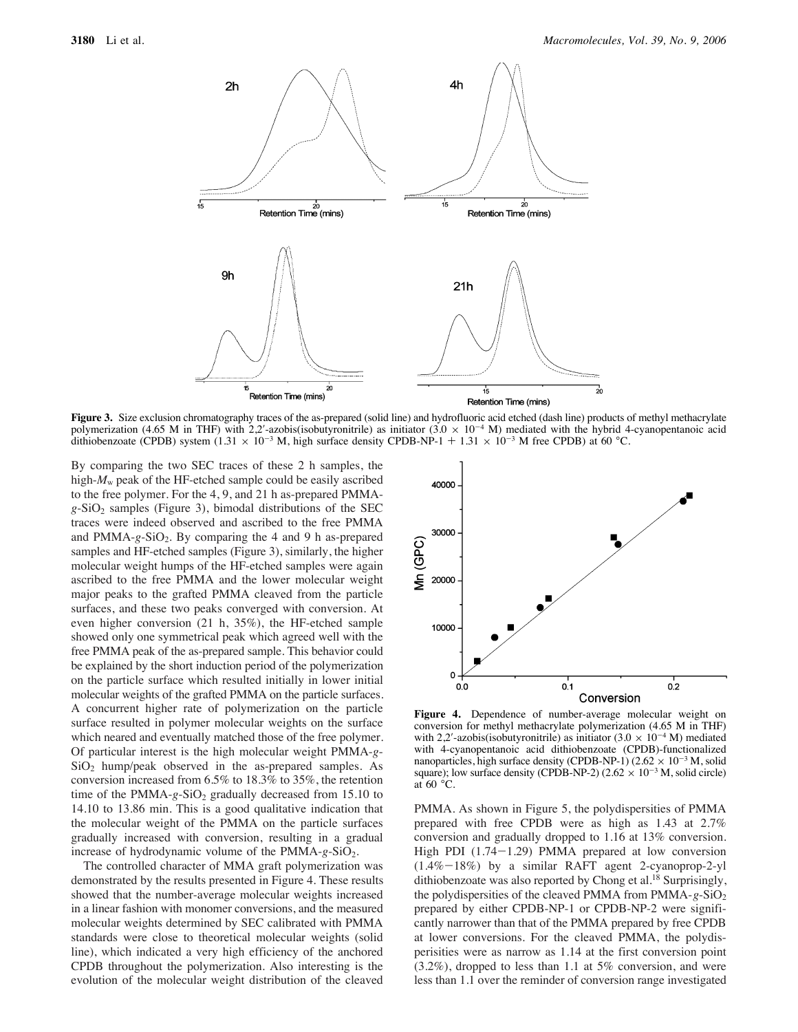**Figure 3.** Size exclusion chromatography traces of the as-prepared (solid line) and hydrofluoric acid etched (dash line) products of methyl methacrylate polymerization (4.65 M in THF) with 2,2′-azobis(isobutyronitrile) as initiator ($3.0 \times 10^{-4}$ M) mediated with the hybrid 4-cyanopentanoic acid dithiobenzoate (CPDB) system ($1.31 \times 10^{-3}$ M, high surface density CPDB-NP-1 + $1.31 \times 10^{-3}$ M free CPDB) at 60 °C.

By comparing the two SEC traces of these 2 h samples, the high-$M_w$ peak of the HF-etched sample could be easily ascribed to the free polymer. For the 4, 9, and 21 h as-prepared PMMA-*g*-$SiO_2$ samples (Figure 3), bimodal distributions of the SEC traces were indeed observed and ascribed to the free PMMA and PMMA-*g*-$SiO_2$. By comparing the 4 and 9 h as-prepared samples and HF-etched samples (Figure 3), similarly, the higher molecular weight humps of the HF-etched samples were again ascribed to the free PMMA and the lower molecular weight major peaks to the grafted PMMA cleaved from the particle surfaces, and these two peaks converged with conversion. At even higher conversion (21 h, 35%), the HF-etched sample showed only one symmetrical peak which agreed well with the free PMMA peak of the as-prepared sample. This behavior could be explained by the short induction period of the polymerization on the particle surface which resulted initially in lower initial molecular weights of the grafted PMMA on the particle surfaces. A concurrent higher rate of polymerization on the particle surface resulted in polymer molecular weights on the surface which neared and eventually matched those of the free polymer. Of particular interest is the high molecular weight PMMA-*g*-$SiO_2$ hump/peak observed in the as-prepared samples. As conversion increased from 6.5% to 18.3% to 35%, the retention time of the PMMA-*g*-$SiO_2$ gradually decreased from 15.10 to 14.10 to 13.86 min. This is a good qualitative indication that the molecular weight of the PMMA on the particle surfaces gradually increased with conversion, resulting in a gradual increase of hydrodynamic volume of the PMMA-*g*-$SiO_2$.

The controlled character of MMA graft polymerization was demonstrated by the results presented in Figure 4. These results showed that the number-average molecular weights increased in a linear fashion with monomer conversions, and the measured molecular weights determined by SEC calibrated with PMMA standards were close to theoretical molecular weights (solid line), which indicated a very high efficiency of the anchored CPDB throughout the polymerization. Also interesting is the evolution of the molecular weight distribution of the cleaved PMMA. As shown in Figure 5, the polydispersities of PMMA prepared with free CPDB were as high as 1.43 at 2.7% conversion and gradually dropped to 1.16 at 13% conversion. High PDI (1.74–1.29) PMMA prepared at low conversion (1.4%–18%) by a similar RAFT agent 2-cyanoprop-2-yl dithiobenzoate was also reported by Chong et al.[18] Surprisingly, the polydispersities of the cleaved PMMA from PMMA-*g*-$SiO_2$ prepared by either CPDB-NP-1 or CPDB-NP-2 were significantly narrower than that of the PMMA prepared by free CPDB at lower conversions. For the cleaved PMMA, the polydispersities were as narrow as 1.14 at the first conversion point (3.2%), dropped to less than 1.1 at 5% conversion, and were less than 1.1 over the reminder of conversion range investigated

**Figure 4.** Dependence of number-average molecular weight on conversion for methyl methacrylate polymerization (4.65 M in THF) with 2,2′-azobis(isobutyronitrile) as initiator ($3.0 \times 10^{-4}$ M) mediated with 4-cyanopentanoic acid dithiobenzoate (CPDB)-functionalized nanoparticles, high surface density (CPDB-NP-1) ($2.62 \times 10^{-3}$ M, solid square); low surface density (CPDB-NP-2) ($2.62 \times 10^{-3}$ M, solid circle) at 60 °C.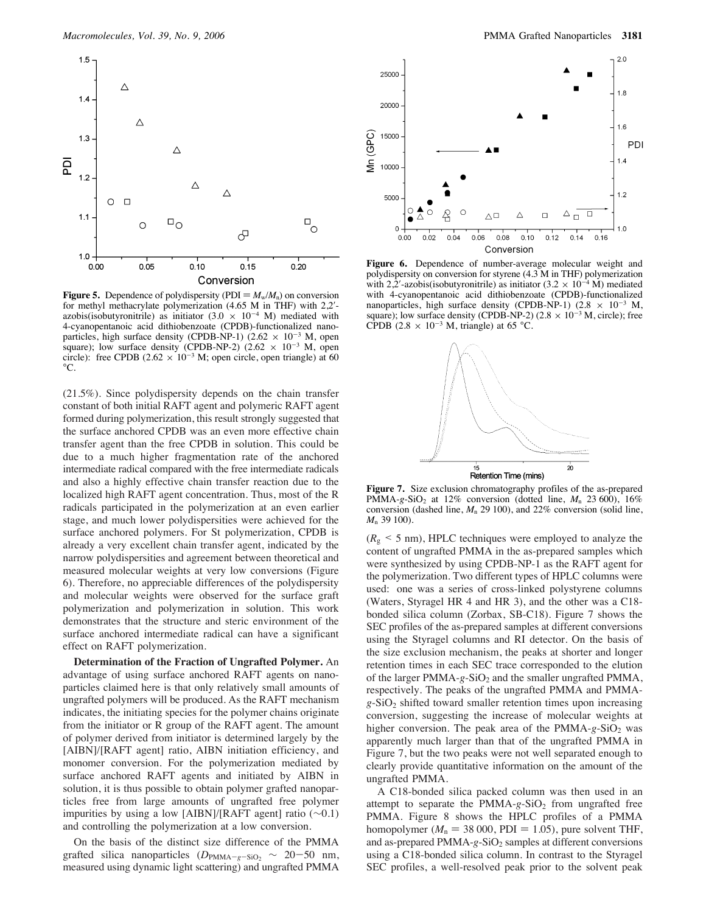**Figure 5.** Dependence of polydispersity (PDI = $M_w/M_n$) on conversion for methyl methacrylate polymerization (4.65 M in THF) with 2,2′-azobis(isobutyronitrile) as initiator ($3.0 \times 10^{-4}$ M) mediated with 4-cyanopentanoic acid dithiobenzoate (CPDB)-functionalized nanoparticles, high surface density (CPDB-NP-1) ($2.62 \times 10^{-3}$ M, open square); low surface density (CPDB-NP-2) ($2.62 \times 10^{-3}$ M, open circle): free CPDB ($2.62 \times 10^{-3}$ M; open circle, open triangle) at 60 °C.

**Figure 6.** Dependence of number-average molecular weight and polydispersity on conversion for styrene (4.3 M in THF) polymerization with 2,2′-azobis(isobutyronitrile) as initiator ($3.2 \times 10^{-4}$ M) mediated with 4-cyanopentanoic acid dithiobenzoate (CPDB)-functionalized nanoparticles, high surface density (CPDB-NP-1) ($2.8 \times 10^{-3}$ M, square); low surface density (CPDB-NP-2) ($2.8 \times 10^{-3}$ M, circle); free CPDB ($2.8 \times 10^{-3}$ M, triangle) at 65 °C.

(21.5%). Since polydispersity depends on the chain transfer constant of both initial RAFT agent and polymeric RAFT agent formed during polymerization, this result strongly suggested that the surface anchored CPDB was an even more effective chain transfer agent than the free CPDB in solution. This could be due to a much higher fragmentation rate of the anchored intermediate radical compared with the free intermediate radicals and also a highly effective chain transfer reaction due to the localized high RAFT agent concentration. Thus, most of the R radicals participated in the polymerization at an even earlier stage, and much lower polydispersities were achieved for the surface anchored polymers. For St polymerization, CPDB is already a very excellent chain transfer agent, indicated by the narrow polydispersities and agreement between theoretical and measured molecular weights at very low conversions (Figure 6). Therefore, no appreciable differences of the polydispersity and molecular weights were observed for the surface graft polymerization and polymerization in solution. This work demonstrates that the structure and steric environment of the surface anchored intermediate radical can have a significant effect on RAFT polymerization.

**Determination of the Fraction of Ungrafted Polymer.** An advantage of using surface anchored RAFT agents on nanoparticles claimed here is that only relatively small amounts of ungrafted polymers will be produced. As the RAFT mechanism indicates, the initiating species for the polymer chains originate from the initiator or R group of the RAFT agent. The amount of polymer derived from initiator is determined largely by the [AIBN]/[RAFT agent] ratio, AIBN initiation efficiency, and monomer conversion. For the polymerization mediated by surface anchored RAFT agents and initiated by AIBN in solution, it is thus possible to obtain polymer grafted nanoparticles free from large amounts of ungrafted free polymer impurities by using a low [AIBN]/[RAFT agent] ratio (~0.1) and controlling the polymerization at a low conversion.

On the basis of the distinct size difference of the PMMA grafted silica nanoparticles ($D_{PMMA-g-SiO_2} \sim 20-50$ nm, measured using dynamic light scattering) and ungrafted PMMA

**Figure 7.** Size exclusion chromatography profiles of the as-prepared PMMA-*g*-$SiO_2$ at 12% conversion (dotted line, $M_n$ 23 600), 16% conversion (dashed line, $M_n$ 29 100), and 22% conversion (solid line, $M_n$ 39 100).

($R_g$ < 5 nm), HPLC techniques were employed to analyze the content of ungrafted PMMA in the as-prepared samples which were synthesized by using CPDB-NP-1 as the RAFT agent for the polymerization. Two different types of HPLC columns were used: one was a series of cross-linked polystyrene columns (Waters, Styragel HR 4 and HR 3), and the other was a C18-bonded silica column (Zorbax, SB-C18). Figure 7 shows the SEC profiles of the as-prepared samples at different conversions using the Styragel columns and RI detector. On the basis of the size exclusion mechanism, the peaks at shorter and longer retention times in each SEC trace corresponded to the elution of the larger PMMA-*g*-$SiO_2$ and the smaller ungrafted PMMA, respectively. The peaks of the ungrafted PMMA and PMMA-*g*-$SiO_2$ shifted toward smaller retention times upon increasing conversion, suggesting the increase of molecular weights at higher conversion. The peak area of the PMMA-*g*-$SiO_2$ was apparently much larger than that of the ungrafted PMMA in Figure 7, but the two peaks were not well separated enough to clearly provide quantitative information on the amount of the ungrafted PMMA.

A C18-bonded silica packed column was then used in an attempt to separate the PMMA-*g*-$SiO_2$ from ungrafted free PMMA. Figure 8 shows the HPLC profiles of a PMMA homopolymer ($M_n$ = 38 000, PDI = 1.05), pure solvent THF, and as-prepared PMMA-*g*-$SiO_2$ samples at different conversions using a C18-bonded silica column. In contrast to the Styragel SEC profiles, a well-resolved peak prior to the solvent peak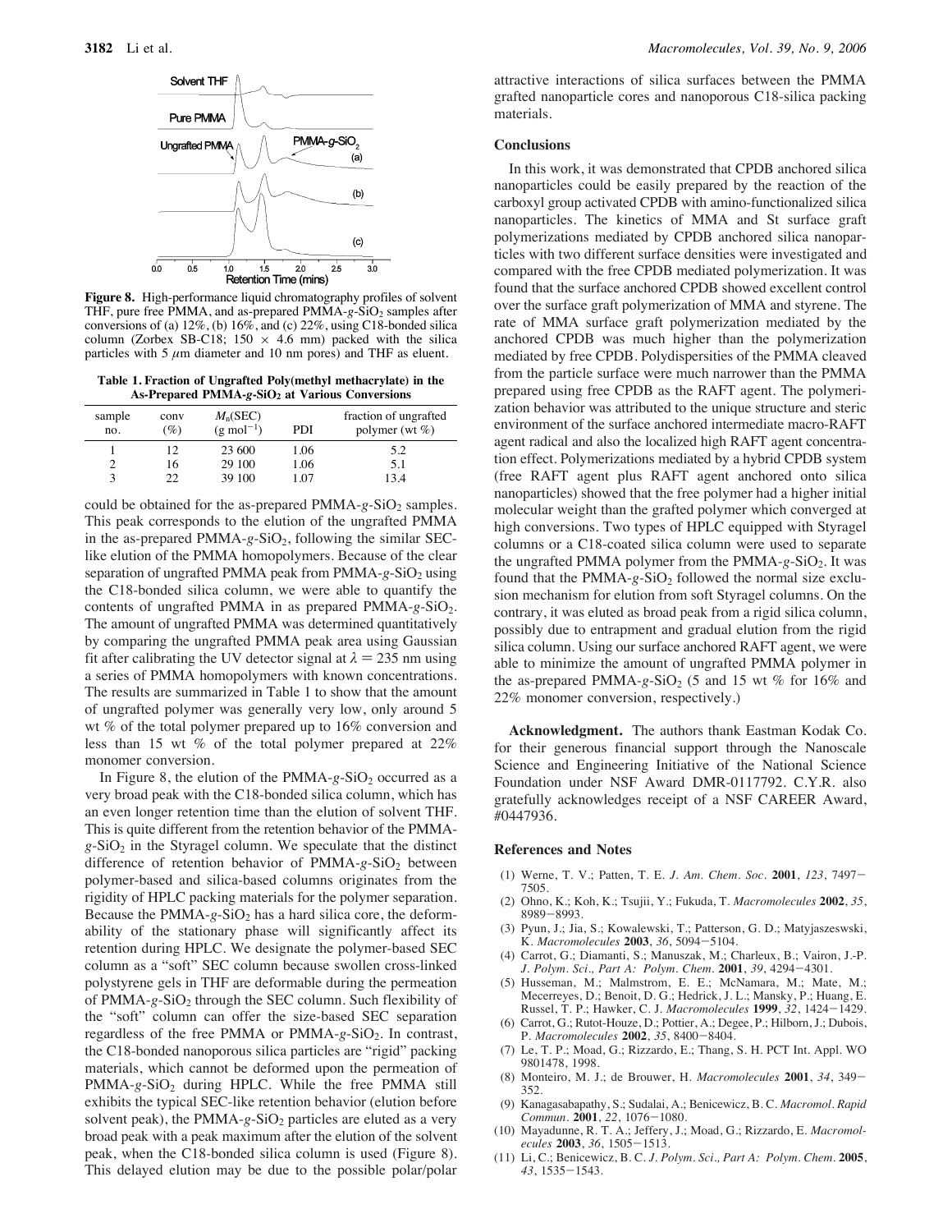**Figure 8.** High-performance liquid chromatography profiles of solvent THF, pure free PMMA, and as-prepared PMMA-*g*-$SiO_2$ samples after conversions of (a) 12%, (b) 16%, and (c) 22%, using C18-bonded silica column (Zorbex SB-C18; 150 × 4.6 mm) packed with the silica particles with 5 $\mu$m diameter and 10 nm pores) and THF as eluent.

**Table 1. Fraction of Ungrafted Poly(methyl methacrylate) in the As-Prepared PMMA-*g*-$SiO_2$ at Various Conversions**

| sample no. | conv (%) | $M_n$(SEC) (g mol$^{-1}$) | PDI | fraction of ungrafted polymer (wt %) |
|---|---|---|---|---|
| 1 | 12 | 23 600 | 1.06 | 5.2 |
| 2 | 16 | 29 100 | 1.06 | 5.1 |
| 3 | 22 | 39 100 | 1.07 | 13.4 |

could be obtained for the as-prepared PMMA-*g*-$SiO_2$ samples. This peak corresponds to the elution of the ungrafted PMMA in the as-prepared PMMA-*g*-$SiO_2$, following the similar SEC-like elution of the PMMA homopolymers. Because of the clear separation of ungrafted PMMA peak from PMMA-*g*-$SiO_2$ using the C18-bonded silica column, we were able to quantify the contents of ungrafted PMMA in as prepared PMMA-*g*-$SiO_2$. The amount of ungrafted PMMA was determined quantitatively by comparing the ungrafted PMMA peak area using Gaussian fit after calibrating the UV detector signal at $\lambda = 235$ nm using a series of PMMA homopolymers with known concentrations. The results are summarized in Table 1 to show that the amount of ungrafted polymer was generally very low, only around 5 wt % of the total polymer prepared up to 16% conversion and less than 15 wt % of the total polymer prepared at 22% monomer conversion.

In Figure 8, the elution of the PMMA-*g*-$SiO_2$ occurred as a very broad peak with the C18-bonded silica column, which has an even longer retention time than the elution of solvent THF. This is quite different from the retention behavior of the PMMA-*g*-$SiO_2$ in the Styragel column. We speculate that the distinct difference of retention behavior of PMMA-*g*-$SiO_2$ between polymer-based and silica-based columns originates from the rigidity of HPLC packing materials for the polymer separation. Because the PMMA-*g*-$SiO_2$ has a hard silica core, the deformability of the stationary phase will significantly affect its retention during HPLC. We designate the polymer-based SEC column as a "soft" SEC column because swollen cross-linked polystyrene gels in THF are deformable during the permeation of PMMA-*g*-$SiO_2$ through the SEC column. Such flexibility of the "soft" column can offer the size-based SEC separation regardless of the free PMMA or PMMA-*g*-$SiO_2$. In contrast, the C18-bonded nanoporous silica particles are "rigid" packing materials, which cannot be deformed upon the permeation of PMMA-*g*-$SiO_2$ during HPLC. While the free PMMA still exhibits the typical SEC-like retention behavior (elution before solvent peak), the PMMA-*g*-$SiO_2$ particles are eluted as a very broad peak with a peak maximum after the elution of the solvent peak, when the C18-bonded silica column is used (Figure 8). This delayed elution may be due to the possible polar/polar attractive interactions of silica surfaces between the PMMA grafted nanoparticle cores and nanoporous C18-silica packing materials.

## Conclusions

In this work, it was demonstrated that CPDB anchored silica nanoparticles could be easily prepared by the reaction of the carboxyl group activated CPDB with amino-functionalized silica nanoparticles. The kinetics of MMA and St surface graft polymerizations mediated by CPDB anchored silica nanoparticles with two different surface densities were investigated and compared with the free CPDB mediated polymerization. It was found that the surface anchored CPDB showed excellent control over the surface graft polymerization of MMA and styrene. The rate of MMA surface graft polymerization mediated by the anchored CPDB was much higher than the polymerization mediated by free CPDB. Polydispersities of the PMMA cleaved from the particle surface were much narrower than the PMMA prepared using free CPDB as the RAFT agent. The polymerization behavior was attributed to the unique structure and steric environment of the surface anchored intermediate macro-RAFT agent radical and also the localized high RAFT agent concentration effect. Polymerizations mediated by a hybrid CPDB system (free RAFT agent plus RAFT agent anchored onto silica nanoparticles) showed that the free polymer had a higher initial molecular weight than the grafted polymer which converged at high conversions. Two types of HPLC equipped with Styragel columns or a C18-coated silica column were used to separate the ungrafted PMMA polymer from the PMMA-*g*-$SiO_2$. It was found that the PMMA-*g*-$SiO_2$ followed the normal size exclusion mechanism for elution from soft Styragel columns. On the contrary, it was eluted as broad peak from a rigid silica column, possibly due to entrapment and gradual elution from the rigid silica column. Using our surface anchored RAFT agent, we were able to minimize the amount of ungrafted PMMA polymer in the as-prepared PMMA-*g*-$SiO_2$ (5 and 15 wt % for 16% and 22% monomer conversion, respectively.)

**Acknowledgment.** The authors thank Eastman Kodak Co. for their generous financial support through the Nanoscale Science and Engineering Initiative of the National Science Foundation under NSF Award DMR-0117792. C.Y.R. also gratefully acknowledges receipt of a NSF CAREER Award, #0447936.

## References and Notes

(1) Werne, T. V.; Patten, T. E. *J. Am. Chem. Soc.* **2001**, *123*, 7497–7505.
(2) Ohno, K.; Koh, K.; Tsujii, Y.; Fukuda, T. *Macromolecules* **2002**, *35*, 8989–8993.
(3) Pyun, J.; Jia, S.; Kowalewski, T.; Patterson, G. D.; Matyjaszeswski, K. *Macromolecules* **2003**, *36*, 5094–5104.
(4) Carrot, G.; Diamanti, S.; Manuszak, M.; Charleux, B.; Vairon, J.-P. *J. Polym. Sci., Part A: Polym. Chem.* **2001**, *39*, 4294–4301.
(5) Husseman, M.; Malmstrom, E. E.; McNamara, M.; Mate, M.; Mecerreyes, D.; Benoit, D. G.; Hedrick, J. L.; Mansky, P.; Huang, E. Russel, T. P.; Hawker, C. J. *Macromolecules* **1999**, *32*, 1424–1429.
(6) Carrot, G.; Rutot-Houze, D.; Pottier, A.; Degee, P.; Hilborn, J.; Dubois, P. *Macromolecules* **2002**, *35*, 8400–8404.
(7) Le, T. P.; Moad, G.; Rizzardo, E.; Thang, S. H. PCT Int. Appl. WO 9801478, 1998.
(8) Monteiro, M. J.; de Brouwer, H. *Macromolecules* **2001**, *34*, 349–352.
(9) Kanagasabapathy, S.; Sudalai, A.; Benicewicz, B. C. *Macromol. Rapid Commun.* **2001**, *22*, 1076–1080.
(10) Mayadunne, R. T. A.; Jeffery, J.; Moad, G.; Rizzardo, E. *Macromolecules* **2003**, *36*, 1505–1513.
(11) Li, C.; Benicewicz, B. C. *J. Polym. Sci., Part A: Polym. Chem.* **2005**, *43*, 1535–1543.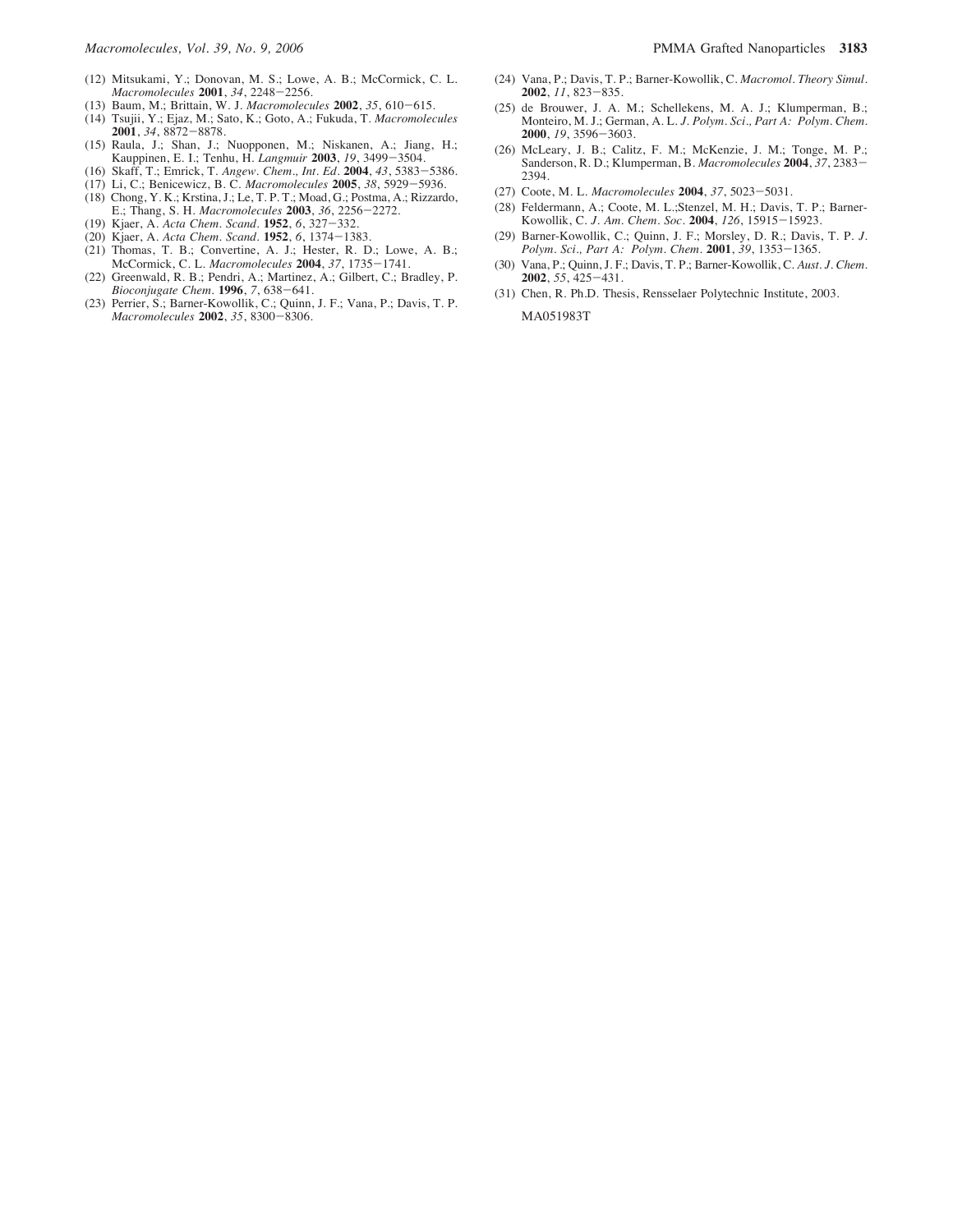(12) Mitsukami, Y.; Donovan, M. S.; Lowe, A. B.; McCormick, C. L. *Macromolecules* **2001**, *34*, 2248−2256.
(13) Baum, M.; Brittain, W. J. *Macromolecules* **2002**, *35*, 610−615.
(14) Tsujii, Y.; Ejaz, M.; Sato, K.; Goto, A.; Fukuda, T. *Macromolecules* **2001**, *34*, 8872−8878.
(15) Raula, J.; Shan, J.; Nuopponen, M.; Niskanen, A.; Jiang, H.; Kauppinen, E. I.; Tenhu, H. *Langmuir* **2003**, *19*, 3499−3504.
(16) Skaff, T.; Emrick, T. *Angew. Chem., Int. Ed.* **2004**, *43*, 5383−5386.
(17) Li, C.; Benicewicz, B. C. *Macromolecules* **2005**, *38*, 5929−5936.
(18) Chong, Y. K.; Krstina, J.; Le, T. P. T.; Moad, G.; Postma, A.; Rizzardo, E.; Thang, S. H. *Macromolecules* **2003**, *36*, 2256−2272.
(19) Kjaer, A. *Acta Chem. Scand.* **1952**, *6*, 327−332.
(20) Kjaer, A. *Acta Chem. Scand.* **1952**, *6*, 1374−1383.
(21) Thomas, T. B.; Convertine, A. J.; Hester, R. D.; Lowe, A. B.; McCormick, C. L. *Macromolecules* **2004**, *37*, 1735−1741.
(22) Greenwald, R. B.; Pendri, A.; Martinez, A.; Gilbert, C.; Bradley, P. *Bioconjugate Chem.* **1996**, *7*, 638−641.
(23) Perrier, S.; Barner-Kowollik, C.; Quinn, J. F.; Vana, P.; Davis, T. P. *Macromolecules* **2002**, *35*, 8300−8306.
(24) Vana, P.; Davis, T. P.; Barner-Kowollik, C. *Macromol. Theory Simul.* **2002**, *11*, 823−835.
(25) de Brouwer, J. A. M.; Schellekens, M. A. J.; Klumperman, B.; Monteiro, M. J.; German, A. L. *J. Polym. Sci., Part A: Polym. Chem.* **2000**, *19*, 3596−3603.
(26) McLeary, J. B.; Calitz, F. M.; McKenzie, J. M.; Tonge, M. P.; Sanderson, R. D.; Klumperman, B. *Macromolecules* **2004**, *37*, 2383−2394.
(27) Coote, M. L. *Macromolecules* **2004**, *37*, 5023−5031.
(28) Feldermann, A.; Coote, M. L.;Stenzel, M. H.; Davis, T. P.; Barner-Kowollik, C. *J. Am. Chem. Soc.* **2004**, *126*, 15915−15923.
(29) Barner-Kowollik, C.; Quinn, J. F.; Morsley, D. R.; Davis, T. P. *J. Polym. Sci., Part A: Polym. Chem.* **2001**, *39*, 1353−1365.
(30) Vana, P.; Quinn, J. F.; Davis, T. P.; Barner-Kowollik, C. *Aust. J. Chem.* **2002**, *55*, 425−431.
(31) Chen, R. Ph.D. Thesis, Rensselaer Polytechnic Institute, 2003.

MA051983T